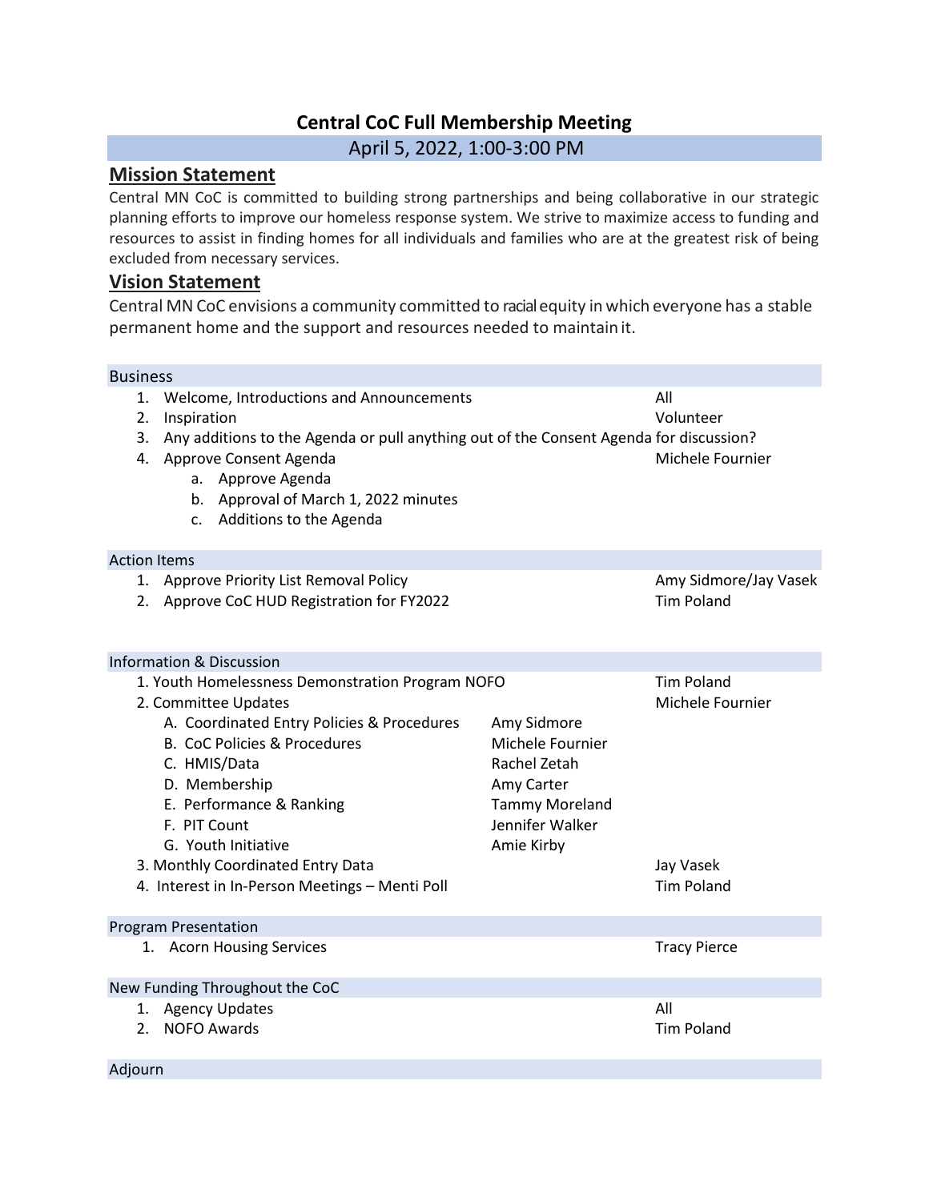# Central CoC Full Membership Meeting

**April 5, 2022, 1:00-3:00 PM**

## Mission Statement

Central MN CoC is committed to building strong partnerships and being collaborative in our strategic planning efforts to improve our homeless response system. We strive to maximize access to funding and resources to assist in finding homes for all individuals and families who are at the greatest risk of being excluded from necessary services.

## Vision Statement

Central MN CoC envisions a community committed to racial equity in which everyone has a stable permanent home and the support and resources needed to maintain it.

### Business

1. Welcome, Introductions and Announcements — All
2. Inspiration — Volunteer
3. Any additions to the Agenda or pull anything out of the Consent Agenda for discussion?
4. Approve Consent Agenda — Michele Fournier
   a. Approve Agenda
   b. Approval of March 1, 2022 minutes
   c. Additions to the Agenda

### Action Items

1. Approve Priority List Removal Policy — Amy Sidmore/Jay Vasek
2. Approve CoC HUD Registration for FY2022 — Tim Poland

### Information & Discussion

1. Youth Homelessness Demonstration Program NOFO — Tim Poland
2. Committee Updates — Michele Fournier
   A. Coordinated Entry Policies & Procedures — Amy Sidmore
   B. CoC Policies & Procedures — Michele Fournier
   C. HMIS/Data — Rachel Zetah
   D. Membership — Amy Carter
   E. Performance & Ranking — Tammy Moreland
   F. PIT Count — Jennifer Walker
   G. Youth Initiative — Amie Kirby
3. Monthly Coordinated Entry Data — Jay Vasek
4. Interest in In-Person Meetings – Menti Poll — Tim Poland

### Program Presentation

1. Acorn Housing Services — Tracy Pierce

### New Funding Throughout the CoC

1. Agency Updates — All
2. NOFO Awards — Tim Poland

### Adjourn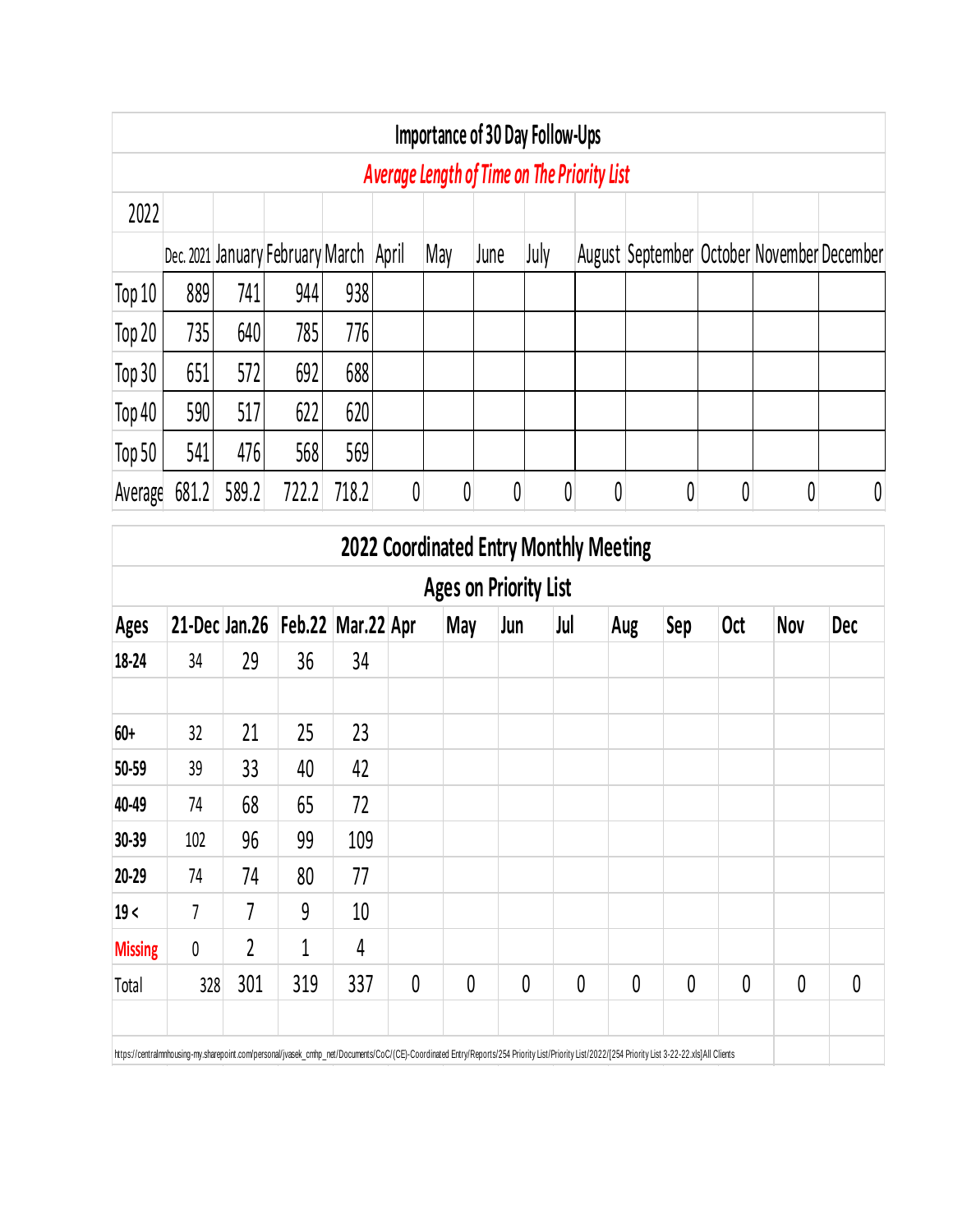## Importance of 30 Day Follow-Ups

*Average Length of Time on The Priority List*

| 2022 | | | | | | | | | | | | | |
|---|---|---|---|---|---|---|---|---|---|---|---|---|---|
| | Dec. 2021 | January | February | March | April | May | June | July | August | September | October | November | December |
| Top 10 | 889 | 741 | 944 | 938 | | | | | | | | | |
| Top 20 | 735 | 640 | 785 | 776 | | | | | | | | | |
| Top 30 | 651 | 572 | 692 | 688 | | | | | | | | | |
| Top 40 | 590 | 517 | 622 | 620 | | | | | | | | | |
| Top 50 | 541 | 476 | 568 | 569 | | | | | | | | | |
| Average | 681.2 | 589.2 | 722.2 | 718.2 | 0 | 0 | 0 | 0 | 0 | 0 | 0 | 0 | 0 |

## 2022 Coordinated Entry Monthly Meeting

### Ages on Priority List

| Ages | 21-Dec | Jan.26 | Feb.22 | Mar.22 | Apr | May | Jun | Jul | Aug | Sep | Oct | Nov | Dec |
|---|---|---|---|---|---|---|---|---|---|---|---|---|---|
| 18-24 | 34 | 29 | 36 | 34 | | | | | | | | | |
| | | | | | | | | | | | | | |
| 60+ | 32 | 21 | 25 | 23 | | | | | | | | | |
| 50-59 | 39 | 33 | 40 | 42 | | | | | | | | | |
| 40-49 | 74 | 68 | 65 | 72 | | | | | | | | | |
| 30-39 | 102 | 96 | 99 | 109 | | | | | | | | | |
| 20-29 | 74 | 74 | 80 | 77 | | | | | | | | | |
| 19 < | 7 | 7 | 9 | 10 | | | | | | | | | |
| Missing | 0 | 2 | 1 | 4 | | | | | | | | | |
| Total | 328 | 301 | 319 | 337 | 0 | 0 | 0 | 0 | 0 | 0 | 0 | 0 | 0 |

https://centralmnhousing-my.sharepoint.com/personal/jvasek_cmhp_net/Documents/CoC/(CE)-Coordinated Entry/Reports/254 Priority List/Priority List/2022/[254 Priority List 3-22-22.xls]All Clients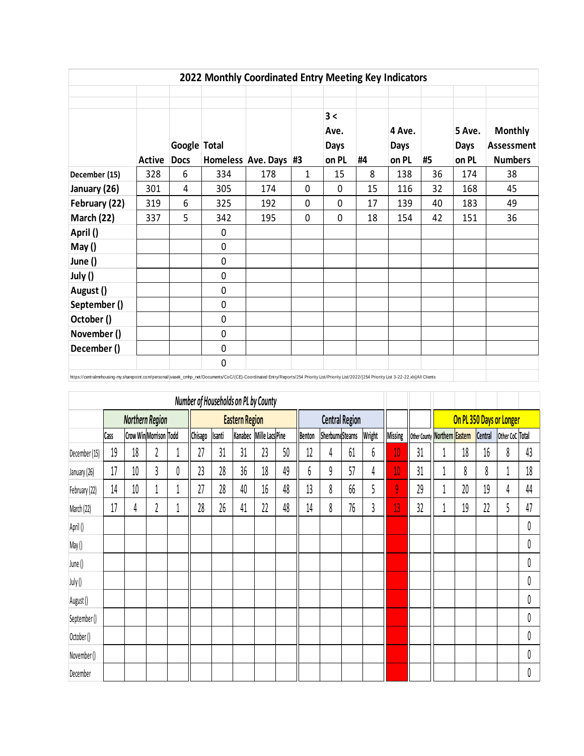## 2022 Monthly Coordinated Entry Meeting Key Indicators

| | Active | Google Docs | Total Homeless | Ave. Days | #3 | 3 < Ave. Days on PL | #4 | 4 Ave. Days on PL | #5 | 5 Ave. Days on PL | Monthly Assessment Numbers |
|---|---|---|---|---|---|---|---|---|---|---|---|
| December (15) | 328 | 6 | 334 | 178 | 1 | 15 | 8 | 138 | 36 | 174 | 38 |
| January (26) | 301 | 4 | 305 | 174 | 0 | 0 | 15 | 116 | 32 | 168 | 45 |
| February (22) | 319 | 6 | 325 | 192 | 0 | 0 | 17 | 139 | 40 | 183 | 49 |
| March (22) | 337 | 5 | 342 | 195 | 0 | 0 | 18 | 154 | 42 | 151 | 36 |
| April () | | | 0 | | | | | | | | |
| May () | | | 0 | | | | | | | | |
| June () | | | 0 | | | | | | | | |
| July () | | | 0 | | | | | | | | |
| August () | | | 0 | | | | | | | | |
| September () | | | 0 | | | | | | | | |
| October () | | | 0 | | | | | | | | |
| November () | | | 0 | | | | | | | | |
| December () | | | 0 | | | | | | | | |
| | | | 0 | | | | | | | | |

https://centralmnhousing-my.sharepoint.com/personal/jvasek_cmhp_net/Documents/CoC/(CE)-Coordinated Entry/Reports/254 Priority List/Priority List/2022/[254 Priority List 3-22-22.xls]All Clients

### *Number of Households on PL by County*

| | Northern Region | | | | Eastern Region | | | | | Central Region | | | | | | On PL 350 Days or Longer | | | | |
|---|---|---|---|---|---|---|---|---|---|---|---|---|---|---|---|---|---|---|---|---|
| | Cass | Crow Win | Morrison | Todd | Chisago | Isanti | Kanabec | Mille Lacs | Pine | Benton | Sherburne | Stearns | Wright | Missing | Other County | Northern | Eastern | Central | Other CoC | Total |
| December (15) | 19 | 18 | 2 | 1 | 27 | 31 | 31 | 23 | 50 | 12 | 4 | 61 | 6 | 10 | 31 | 1 | 18 | 16 | 8 | 43 |
| January (26) | 17 | 10 | 3 | 0 | 23 | 28 | 36 | 18 | 49 | 6 | 9 | 57 | 4 | 10 | 31 | 1 | 8 | 8 | 1 | 18 |
| February (22) | 14 | 10 | 1 | 1 | 27 | 28 | 40 | 16 | 48 | 13 | 8 | 66 | 5 | 9 | 29 | 1 | 20 | 19 | 4 | 44 |
| March (22) | 17 | 4 | 2 | 1 | 28 | 26 | 41 | 22 | 48 | 14 | 8 | 76 | 3 | 13 | 32 | 1 | 19 | 22 | 5 | 47 |
| April () | | | | | | | | | | | | | | | | | | | | 0 |
| May () | | | | | | | | | | | | | | | | | | | | 0 |
| June () | | | | | | | | | | | | | | | | | | | | 0 |
| July () | | | | | | | | | | | | | | | | | | | | 0 |
| August () | | | | | | | | | | | | | | | | | | | | 0 |
| September () | | | | | | | | | | | | | | | | | | | | 0 |
| October () | | | | | | | | | | | | | | | | | | | | 0 |
| November () | | | | | | | | | | | | | | | | | | | | 0 |
| December | | | | | | | | | | | | | | | | | | | | 0 |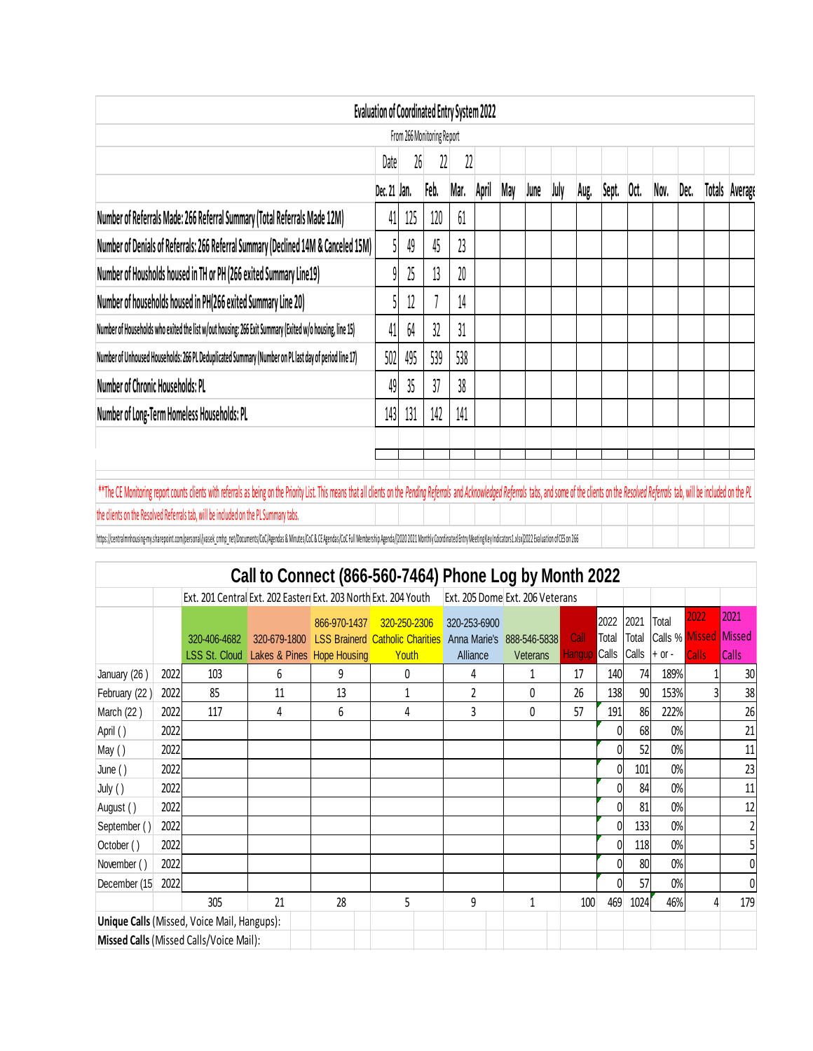# Evaluation of Coordinated Entry System 2022

From 266 Monitoring Report

| | Dec. 21 | Jan. | Feb. | Mar. | April | May | June | July | Aug. | Sept. | Oct. | Nov. | Dec. | Totals | Average |
|---|---|---|---|---|---|---|---|---|---|---|---|---|---|---|---|
| Date | | 26 | 22 | 22 | | | | | | | | | | | |
| Number of Referrals Made: 266 Referral Summary (Total Referrals Made 12M) | 41 | 125 | 120 | 61 | | | | | | | | | | | |
| Number of Denials of Referrals: 266 Referral Summary (Declined 14M & Canceled 15M) | 5 | 49 | 45 | 23 | | | | | | | | | | | |
| Number of Housholds housed in TH or PH (266 exited Summary Line19) | 9 | 25 | 13 | 20 | | | | | | | | | | | |
| Number of households housed in PH(266 exited Summary Line 20) | 5 | 12 | 7 | 14 | | | | | | | | | | | |
| Number of Households who exited the list w/out housing: 266 Exit Summary (Exited w/o housing, line 15) | 41 | 64 | 32 | 31 | | | | | | | | | | | |
| Number of Unhoused Households: 266 PL Deduplicated Summary (Number on PL last day of period line 17) | 502 | 495 | 539 | 538 | | | | | | | | | | | |
| Number of Chronic Households: PL | 49 | 35 | 37 | 38 | | | | | | | | | | | |
| Number of Long-Term Homeless Households: PL | 143 | 131 | 142 | 141 | | | | | | | | | | | |

**The CE Monitoring report counts clients with referrals as being on the Priority List. This means that all clients on the *Pending Referrals* and *Acknowledged Referrals* tabs, and some of the clients on the *Resolved Referrals* tab, will be included on the PL the clients on the Resolved Referrals tab, will be included on the PL Summary tabs.

https://centralmnhousing-my.sharepoint.com/personal/jvasek_cmhp_net/Documents/CoC/Agendas & Minutes/CoC & CE Agendas/CoC Full Membership Agenda/[2020 2021 Monthly Coordinated Entry Meeting Key Indicators1.xlsx]2022 Evaluation of CES on 266

# Call to Connect (866-560-7464) Phone Log by Month 2022

| | | Ext. 201 Central | Ext. 202 Eastern | Ext. 203 North | Ext. 204 Youth | Ext. 205 Dome | Ext. 206 Veterans | | | | | | |
|---|---|---|---|---|---|---|---|---|---|---|---|---|---|
| | | 320-406-4682 LSS St. Cloud | 320-679-1800 Lakes & Pines | 866-970-1437 LSS Brainerd Hope Housing | 320-250-2306 Catholic Charities Youth | 320-253-6900 Anna Marie's Alliance | 888-546-5838 Veterans | Call Hangup | 2022 Total Calls | 2021 Total Calls | Total Calls % + or - | 2022 Missed Calls | 2021 Missed Calls |
| January (26 ) | 2022 | 103 | 6 | 9 | 0 | 4 | 1 | 17 | 140 | 74 | 189% | 1 | 30 |
| February (22 ) | 2022 | 85 | 11 | 13 | 1 | 2 | 0 | 26 | 138 | 90 | 153% | 3 | 38 |
| March (22 ) | 2022 | 117 | 4 | 6 | 4 | 3 | 0 | 57 | 191 | 86 | 222% | | 26 |
| April ( ) | 2022 | | | | | | | | 0 | 68 | 0% | | 21 |
| May ( ) | 2022 | | | | | | | | 0 | 52 | 0% | | 11 |
| June ( ) | 2022 | | | | | | | | 0 | 101 | 0% | | 23 |
| July ( ) | 2022 | | | | | | | | 0 | 84 | 0% | | 11 |
| August ( ) | 2022 | | | | | | | | 0 | 81 | 0% | | 12 |
| September ( ) | 2022 | | | | | | | | 0 | 133 | 0% | | 2 |
| October ( ) | 2022 | | | | | | | | 0 | 118 | 0% | | 5 |
| November ( ) | 2022 | | | | | | | | 0 | 80 | 0% | | 0 |
| December (15 | 2022 | | | | | | | | 0 | 57 | 0% | | 0 |
| | | 305 | 21 | 28 | 5 | 9 | 1 | 100 | 469 | 1024 | 46% | 4 | 179 |

**Unique Calls** (Missed, Voice Mail, Hangups):

**Missed Calls** (Missed Calls/Voice Mail):